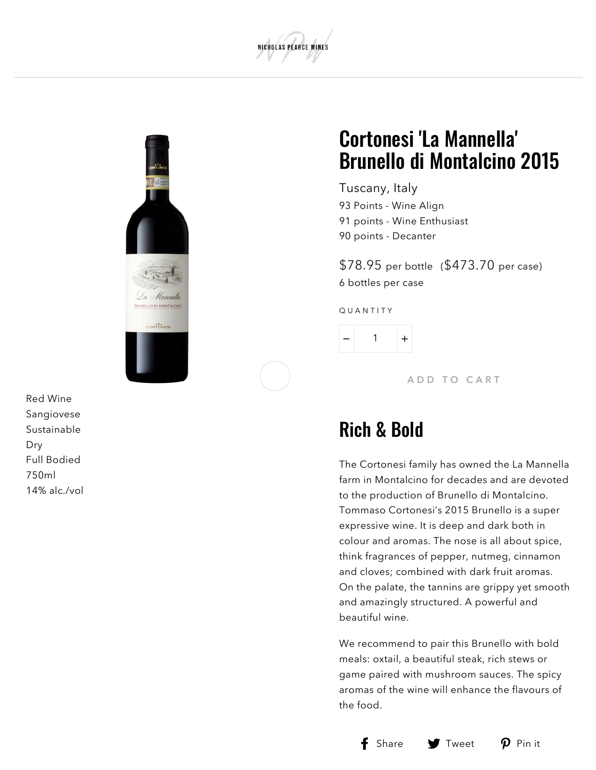NICHOLAS PEARCE WINES

# Cortonesi 'La Mannella' Brunello di Montalcino 2015

Tuscany, Italy

93 Points - Wine Align
91 points - Wine Enthusiast
90 points - Decanter

$78.95 per bottle ($473.70 per case)
6 bottles per case

QUANTITY

1

ADD TO CART

Red Wine
Sangiovese
Sustainable
Dry
Full Bodied
750ml
14% alc./vol

## Rich & Bold

The Cortonesi family has owned the La Mannella farm in Montalcino for decades and are devoted to the production of Brunello di Montalcino. Tommaso Cortonesi's 2015 Brunello is a super expressive wine. It is deep and dark both in colour and aromas. The nose is all about spice, think fragrances of pepper, nutmeg, cinnamon and cloves; combined with dark fruit aromas. On the palate, the tannins are grippy yet smooth and amazingly structured. A powerful and beautiful wine.

We recommend to pair this Brunello with bold meals: oxtail, a beautiful steak, rich stews or game paired with mushroom sauces. The spicy aromas of the wine will enhance the flavours of the food.

Share Tweet Pin it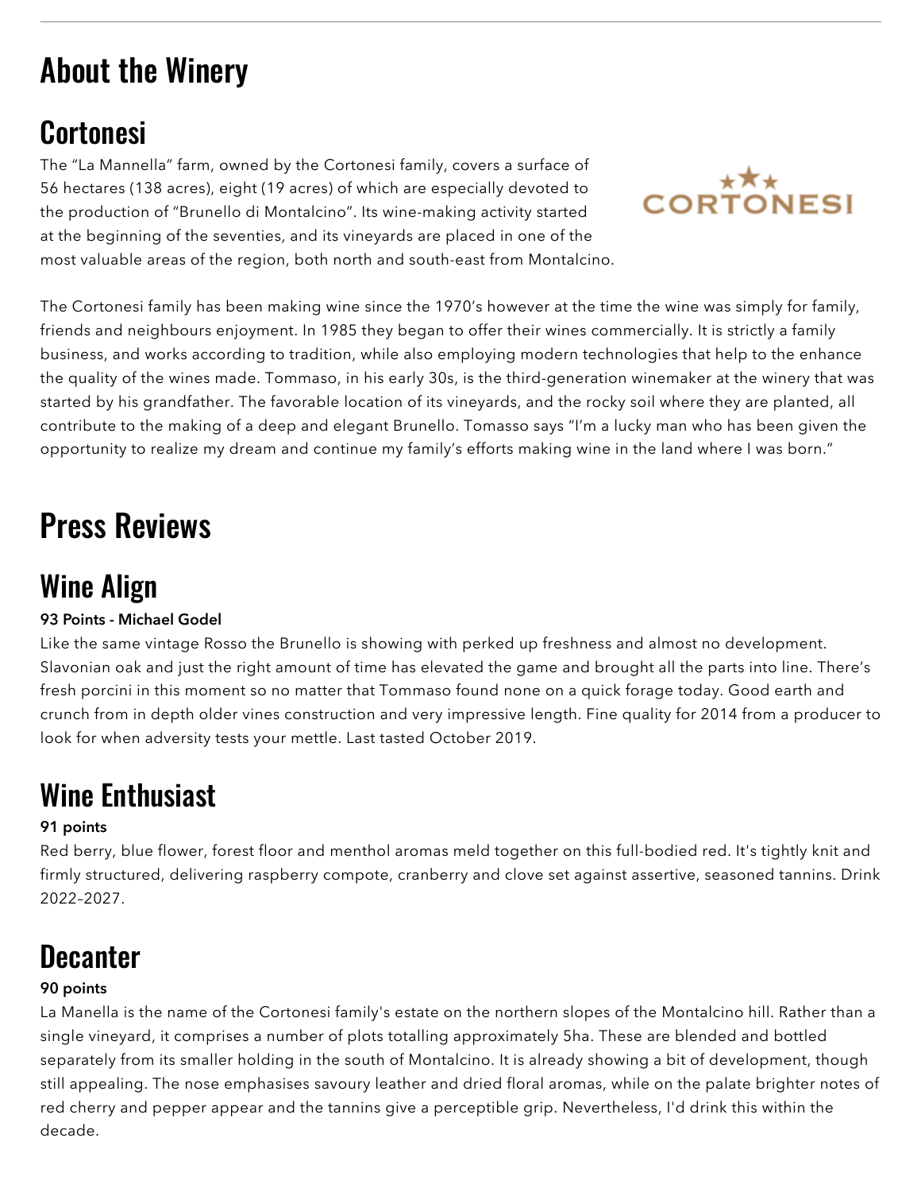# About the Winery

## Cortonesi

The “La Mannella” farm, owned by the Cortonesi family, covers a surface of 56 hectares (138 acres), eight (19 acres) of which are especially devoted to the production of “Brunello di Montalcino”. Its wine-making activity started at the beginning of the seventies, and its vineyards are placed in one of the most valuable areas of the region, both north and south-east from Montalcino.

The Cortonesi family has been making wine since the 1970’s however at the time the wine was simply for family, friends and neighbours enjoyment. In 1985 they began to offer their wines commercially. It is strictly a family business, and works according to tradition, while also employing modern technologies that help to the enhance the quality of the wines made. Tommaso, in his early 30s, is the third-generation winemaker at the winery that was started by his grandfather. The favorable location of its vineyards, and the rocky soil where they are planted, all contribute to the making of a deep and elegant Brunello. Tomasso says “I’m a lucky man who has been given the opportunity to realize my dream and continue my family’s efforts making wine in the land where I was born.”

# Press Reviews

## Wine Align

**93 Points - Michael Godel**

Like the same vintage Rosso the Brunello is showing with perked up freshness and almost no development. Slavonian oak and just the right amount of time has elevated the game and brought all the parts into line. There’s fresh porcini in this moment so no matter that Tommaso found none on a quick forage today. Good earth and crunch from in depth older vines construction and very impressive length. Fine quality for 2014 from a producer to look for when adversity tests your mettle. Last tasted October 2019.

## Wine Enthusiast

**91 points**

Red berry, blue flower, forest floor and menthol aromas meld together on this full-bodied red. It's tightly knit and firmly structured, delivering raspberry compote, cranberry and clove set against assertive, seasoned tannins. Drink 2022–2027.

## Decanter

**90 points**

La Manella is the name of the Cortonesi family's estate on the northern slopes of the Montalcino hill. Rather than a single vineyard, it comprises a number of plots totalling approximately 5ha. These are blended and bottled separately from its smaller holding in the south of Montalcino. It is already showing a bit of development, though still appealing. The nose emphasises savoury leather and dried floral aromas, while on the palate brighter notes of red cherry and pepper appear and the tannins give a perceptible grip. Nevertheless, I'd drink this within the decade.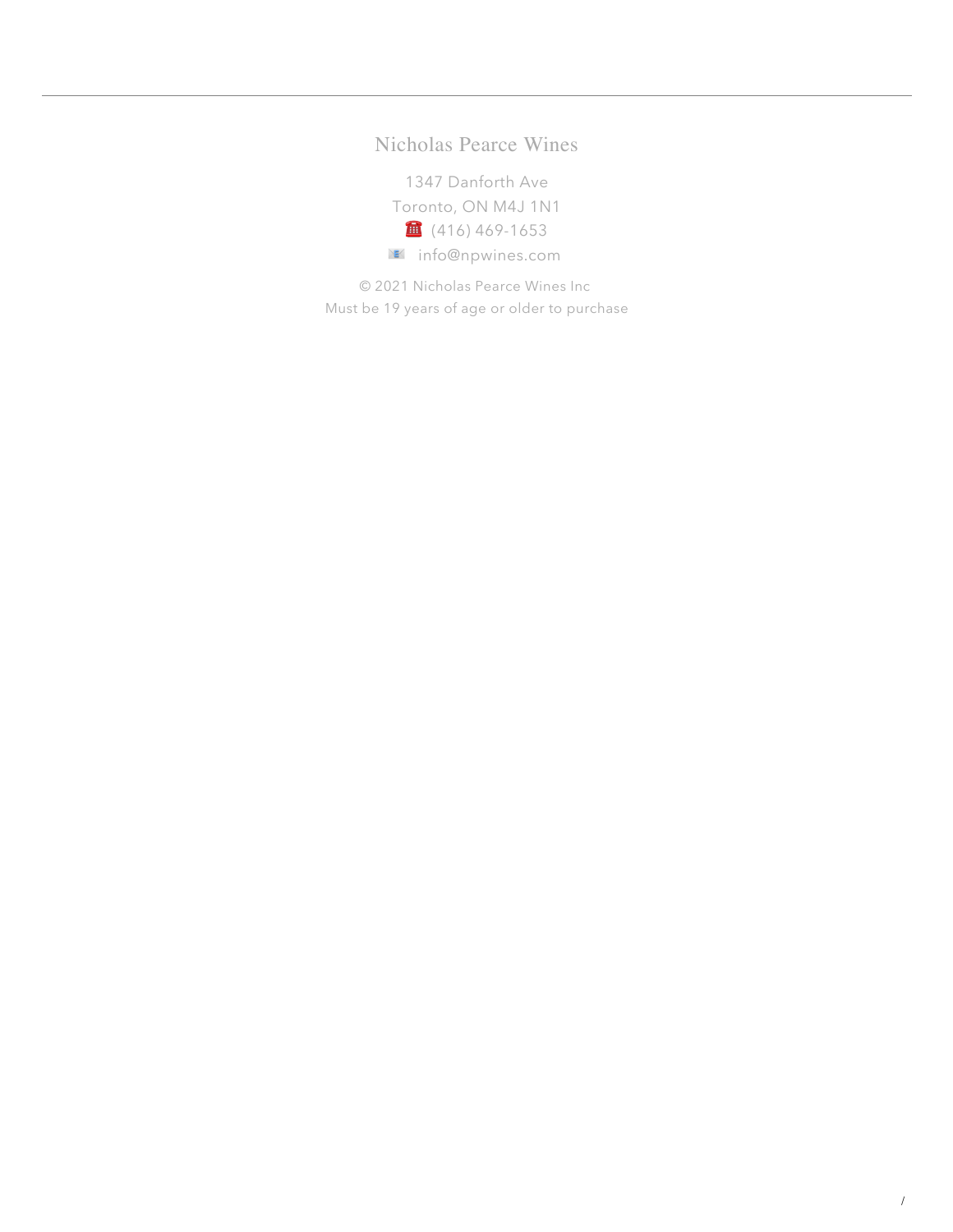---

Nicholas Pearce Wines

1347 Danforth Ave
Toronto, ON M4J 1N1
☎ (416) 469-1653
📧 info@npwines.com

© 2021 Nicholas Pearce Wines Inc
Must be 19 years of age or older to purchase